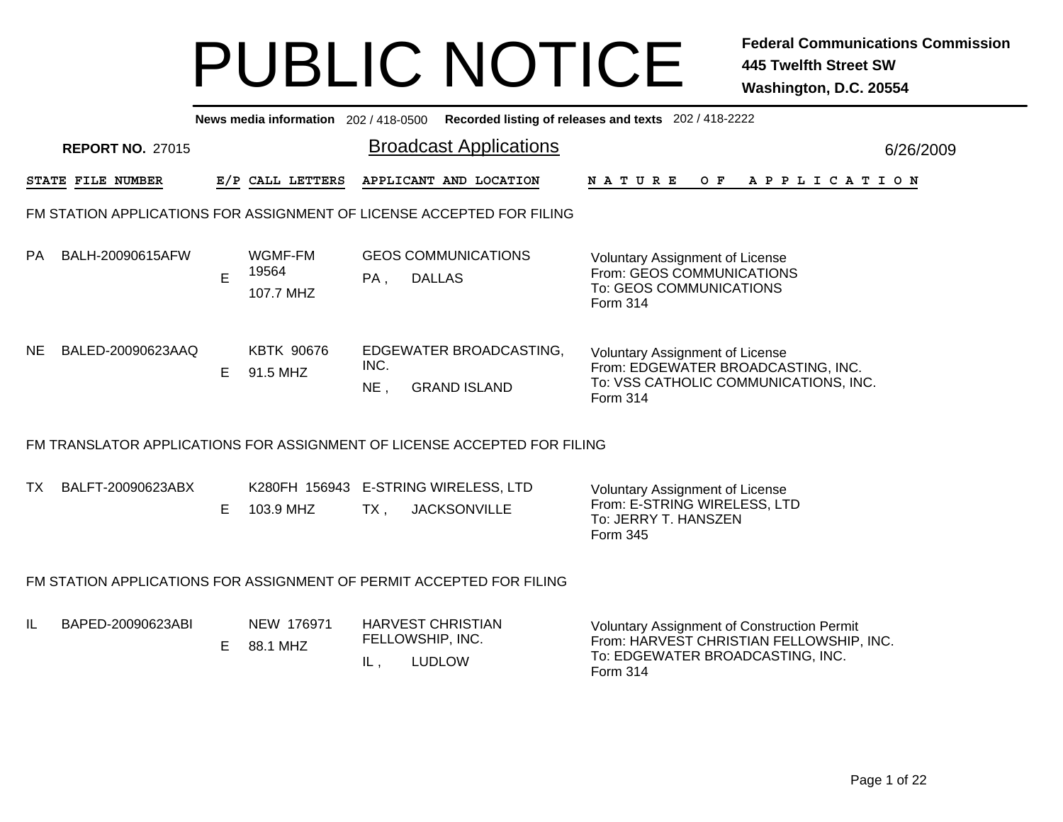# PUBLIC NOTICE

**Federal Communications Commission**
**445 Twelfth Street SW**
**Washington, D.C. 20554**

**News media information** 202 / 418-0500 **Recorded listing of releases and texts** 202 / 418-2222

**REPORT NO.** 27015

## Broadcast Applications

6/26/2009

| STATE | FILE NUMBER | E/P | CALL LETTERS | APPLICANT AND LOCATION | NATURE OF APPLICATION |
|---|---|---|---|---|---|
| **FM STATION APPLICATIONS FOR ASSIGNMENT OF LICENSE ACCEPTED FOR FILING** | | | | | |
| PA | BALH-20090615AFW | E | WGMF-FM 19564 107.7 MHZ | GEOS COMMUNICATIONS PA , DALLAS | Voluntary Assignment of License From: GEOS COMMUNICATIONS To: GEOS COMMUNICATIONS Form 314 |
| NE | BALED-20090623AAQ | E | KBTK 90676 91.5 MHZ | EDGEWATER BROADCASTING, INC. NE , GRAND ISLAND | Voluntary Assignment of License From: EDGEWATER BROADCASTING, INC. To: VSS CATHOLIC COMMUNICATIONS, INC. Form 314 |
| **FM TRANSLATOR APPLICATIONS FOR ASSIGNMENT OF LICENSE ACCEPTED FOR FILING** | | | | | |
| TX | BALFT-20090623ABX | E | K280FH 156943 103.9 MHZ | E-STRING WIRELESS, LTD TX , JACKSONVILLE | Voluntary Assignment of License From: E-STRING WIRELESS, LTD To: JERRY T. HANSZEN Form 345 |
| **FM STATION APPLICATIONS FOR ASSIGNMENT OF PERMIT ACCEPTED FOR FILING** | | | | | |
| IL | BAPED-20090623ABI | E | NEW 176971 88.1 MHZ | HARVEST CHRISTIAN FELLOWSHIP, INC. IL , LUDLOW | Voluntary Assignment of Construction Permit From: HARVEST CHRISTIAN FELLOWSHIP, INC. To: EDGEWATER BROADCASTING, INC. Form 314 |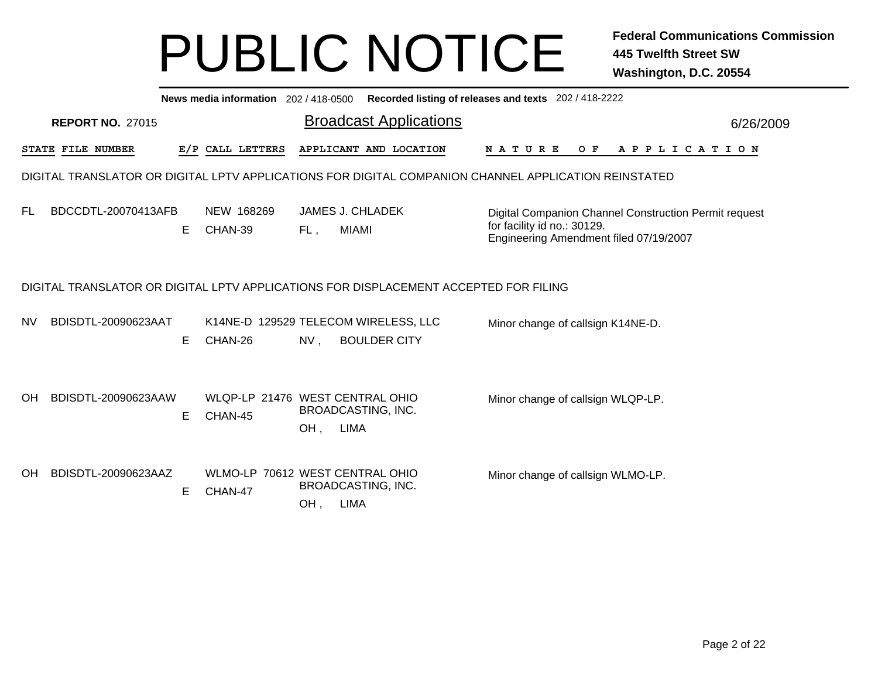# PUBLIC NOTICE

**Federal Communications Commission**
**445 Twelfth Street SW**
**Washington, D.C. 20554**

**News media information** 202 / 418-0500 **Recorded listing of releases and texts** 202 / 418-2222

**REPORT NO.** 27015

## Broadcast Applications

6/26/2009

### DIGITAL TRANSLATOR OR DIGITAL LPTV APPLICATIONS FOR DIGITAL COMPANION CHANNEL APPLICATION REINSTATED

| STATE | FILE NUMBER | E/P | CALL LETTERS | APPLICANT AND LOCATION | NATURE OF APPLICATION |
|---|---|---|---|---|---|
| FL | BDCCDTL-20070413AFB | E | NEW 168269<br>CHAN-39 | JAMES J. CHLADEK<br>FL , MIAMI | Digital Companion Channel Construction Permit request for facility id no.: 30129.<br>Engineering Amendment filed 07/19/2007 |

### DIGITAL TRANSLATOR OR DIGITAL LPTV APPLICATIONS FOR DISPLACEMENT ACCEPTED FOR FILING

| STATE | FILE NUMBER | E/P | CALL LETTERS | APPLICANT AND LOCATION | NATURE OF APPLICATION |
|---|---|---|---|---|---|
| NV | BDISDTL-20090623AAT | E | K14NE-D 129529<br>CHAN-26 | TELECOM WIRELESS, LLC<br>NV , BOULDER CITY | Minor change of callsign K14NE-D. |
| OH | BDISDTL-20090623AAW | E | WLQP-LP 21476<br>CHAN-45 | WEST CENTRAL OHIO BROADCASTING, INC.<br>OH , LIMA | Minor change of callsign WLQP-LP. |
| OH | BDISDTL-20090623AAZ | E | WLMO-LP 70612<br>CHAN-47 | WEST CENTRAL OHIO BROADCASTING, INC.<br>OH , LIMA | Minor change of callsign WLMO-LP. |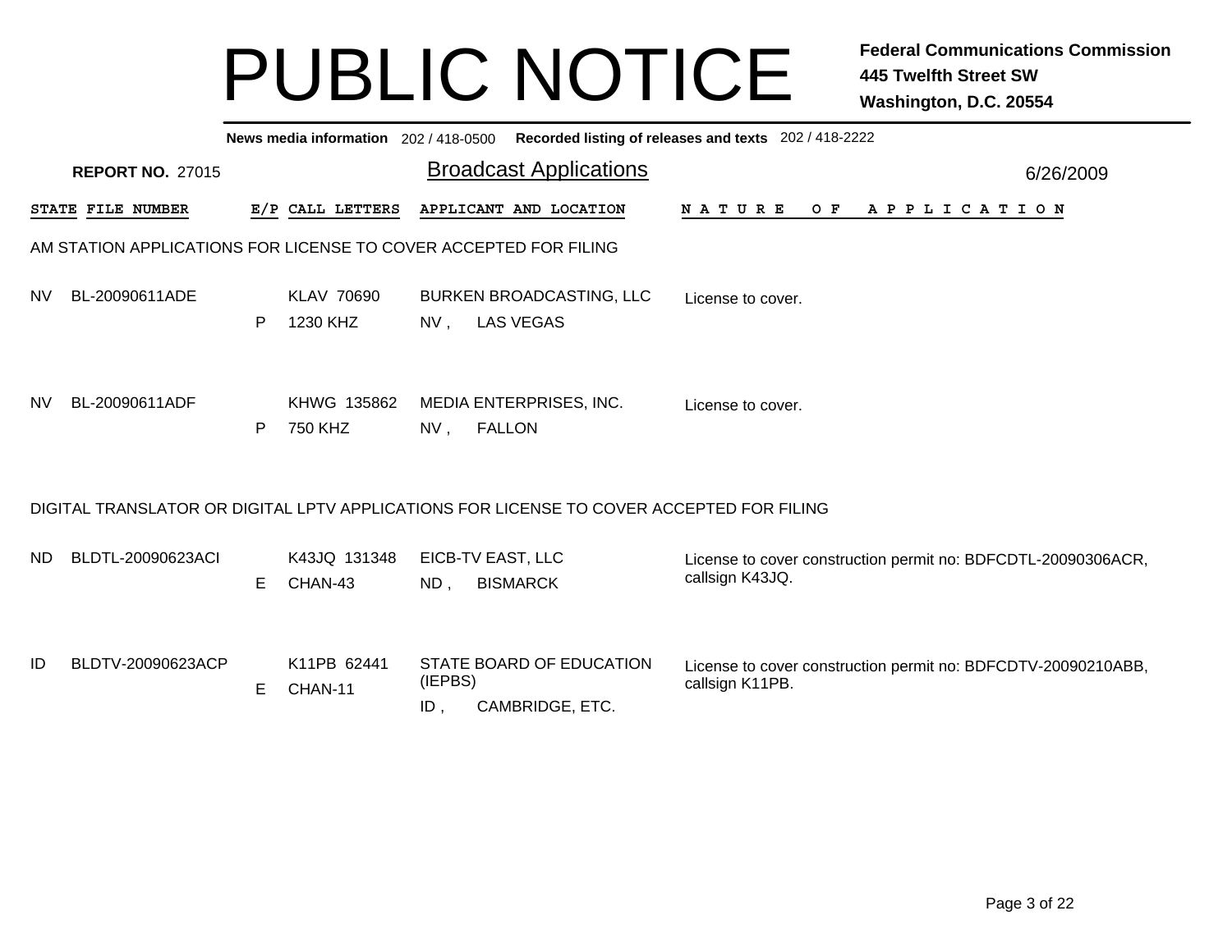# PUBLIC NOTICE

**Federal Communications Commission**
**445 Twelfth Street SW**
**Washington, D.C. 20554**

**News media information** 202 / 418-0500 **Recorded listing of releases and texts** 202 / 418-2222

**REPORT NO.** 27015

## Broadcast Applications

6/26/2009

### AM STATION APPLICATIONS FOR LICENSE TO COVER ACCEPTED FOR FILING

| STATE | FILE NUMBER | E/P | CALL LETTERS | APPLICANT AND LOCATION | NATURE OF APPLICATION |
|---|---|---|---|---|---|
| NV | BL-20090611ADE | P | KLAV 70690<br>1230 KHZ | BURKEN BROADCASTING, LLC<br>NV , LAS VEGAS | License to cover. |
| NV | BL-20090611ADF | P | KHWG 135862<br>750 KHZ | MEDIA ENTERPRISES, INC.<br>NV , FALLON | License to cover. |

### DIGITAL TRANSLATOR OR DIGITAL LPTV APPLICATIONS FOR LICENSE TO COVER ACCEPTED FOR FILING

| STATE | FILE NUMBER | E/P | CALL LETTERS | APPLICANT AND LOCATION | NATURE OF APPLICATION |
|---|---|---|---|---|---|
| ND | BLDTL-20090623ACI | E | K43JQ 131348<br>CHAN-43 | EICB-TV EAST, LLC<br>ND , BISMARCK | License to cover construction permit no: BDFCDTL-20090306ACR, callsign K43JQ. |
| ID | BLDTV-20090623ACP | E | K11PB 62441<br>CHAN-11 | STATE BOARD OF EDUCATION (IEPBS)<br>ID , CAMBRIDGE, ETC. | License to cover construction permit no: BDFCDTV-20090210ABB, callsign K11PB. |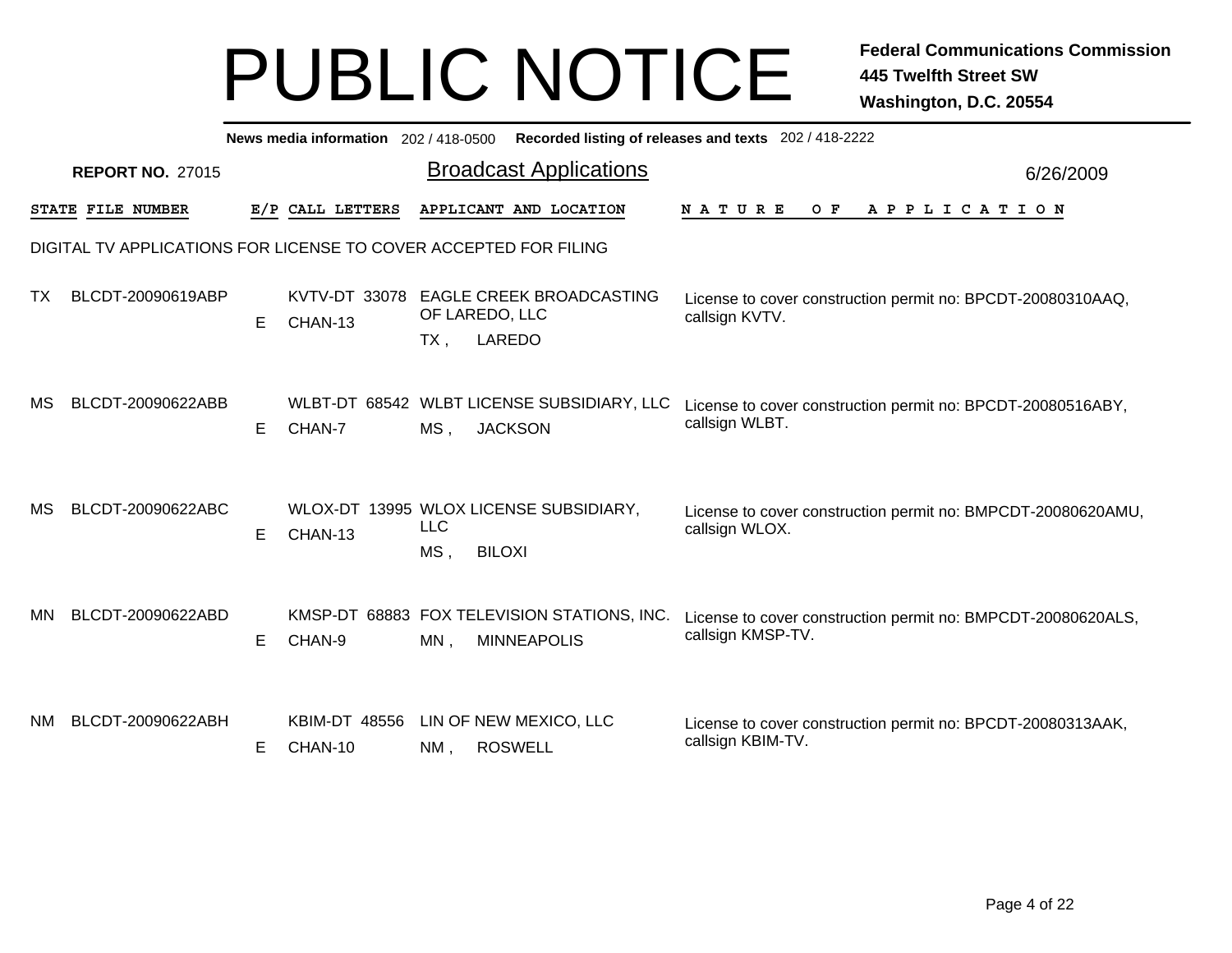# PUBLIC NOTICE

**Federal Communications Commission**
**445 Twelfth Street SW**
**Washington, D.C. 20554**

**News media information** 202 / 418-0500 **Recorded listing of releases and texts** 202 / 418-2222

**REPORT NO.** 27015

## Broadcast Applications

6/26/2009

DIGITAL TV APPLICATIONS FOR LICENSE TO COVER ACCEPTED FOR FILING

| STATE | FILE NUMBER | E/P | CALL LETTERS | APPLICANT AND LOCATION | NATURE OF APPLICATION |
|---|---|---|---|---|---|
| TX | BLCDT-20090619ABP | E | KVTV-DT 33078 CHAN-13 | EAGLE CREEK BROADCASTING OF LAREDO, LLC TX , LAREDO | License to cover construction permit no: BPCDT-20080310AAQ, callsign KVTV. |
| MS | BLCDT-20090622ABB | E | WLBT-DT 68542 CHAN-7 | WLBT LICENSE SUBSIDIARY, LLC MS , JACKSON | License to cover construction permit no: BPCDT-20080516ABY, callsign WLBT. |
| MS | BLCDT-20090622ABC | E | WLOX-DT 13995 CHAN-13 | WLOX LICENSE SUBSIDIARY, LLC MS , BILOXI | License to cover construction permit no: BMPCDT-20080620AMU, callsign WLOX. |
| MN | BLCDT-20090622ABD | E | KMSP-DT 68883 CHAN-9 | FOX TELEVISION STATIONS, INC. MN , MINNEAPOLIS | License to cover construction permit no: BMPCDT-20080620ALS, callsign KMSP-TV. |
| NM | BLCDT-20090622ABH | E | KBIM-DT 48556 CHAN-10 | LIN OF NEW MEXICO, LLC NM , ROSWELL | License to cover construction permit no: BPCDT-20080313AAK, callsign KBIM-TV. |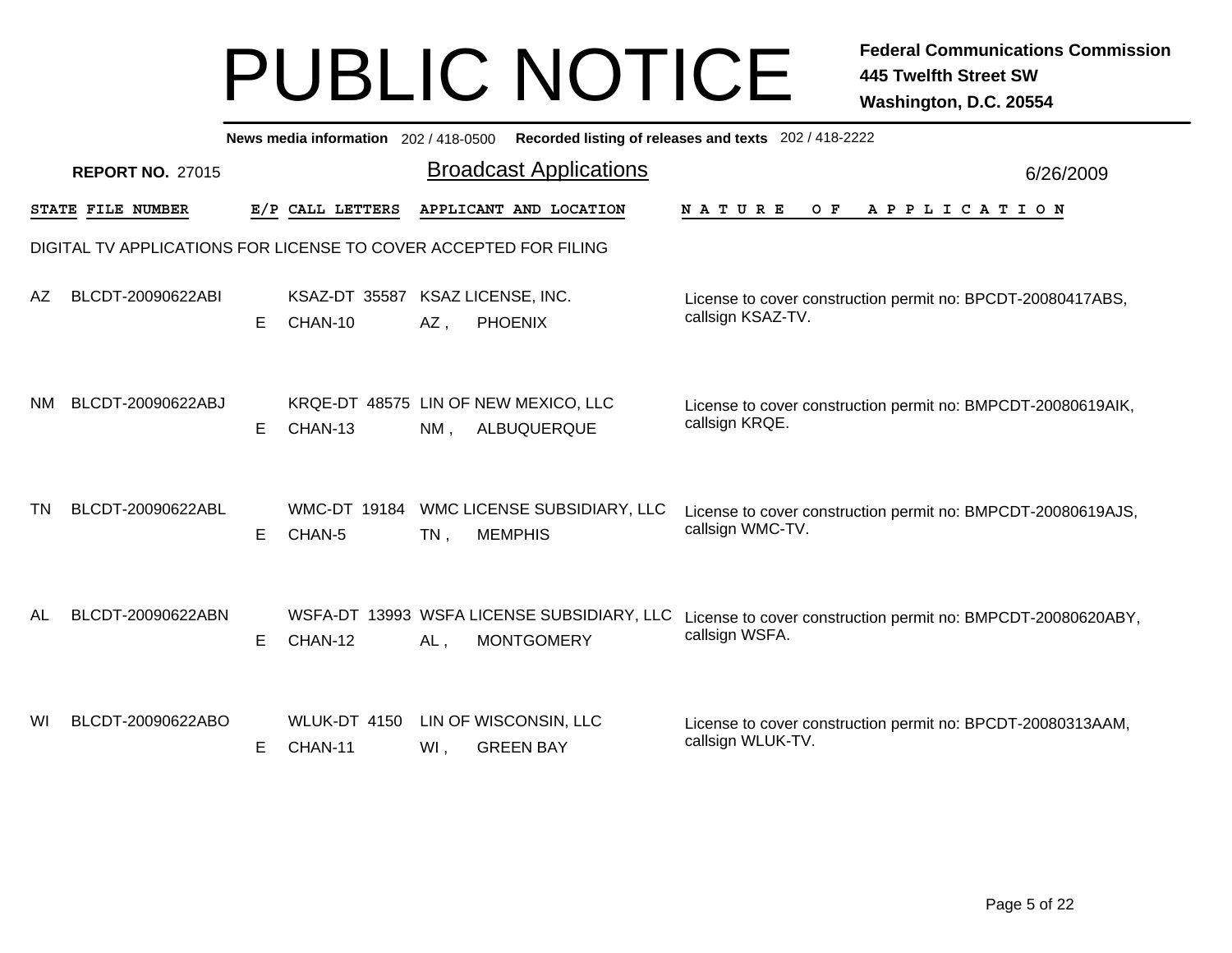# PUBLIC NOTICE

**Federal Communications Commission**
**445 Twelfth Street SW**
**Washington, D.C. 20554**

**News media information** 202 / 418-0500 **Recorded listing of releases and texts** 202 / 418-2222

**REPORT NO.** 27015

## Broadcast Applications

6/26/2009

DIGITAL TV APPLICATIONS FOR LICENSE TO COVER ACCEPTED FOR FILING

| STATE | FILE NUMBER | E/P | CALL LETTERS | APPLICANT AND LOCATION | NATURE OF APPLICATION |
|---|---|---|---|---|---|
| AZ | BLCDT-20090622ABI | E | KSAZ-DT 35587 CHAN-10 | KSAZ LICENSE, INC. AZ , PHOENIX | License to cover construction permit no: BPCDT-20080417ABS, callsign KSAZ-TV. |
| NM | BLCDT-20090622ABJ | E | KRQE-DT 48575 CHAN-13 | LIN OF NEW MEXICO, LLC NM , ALBUQUERQUE | License to cover construction permit no: BMPCDT-20080619AIK, callsign KRQE. |
| TN | BLCDT-20090622ABL | E | WMC-DT 19184 CHAN-5 | WMC LICENSE SUBSIDIARY, LLC TN , MEMPHIS | License to cover construction permit no: BMPCDT-20080619AJS, callsign WMC-TV. |
| AL | BLCDT-20090622ABN | E | WSFA-DT 13993 CHAN-12 | WSFA LICENSE SUBSIDIARY, LLC AL , MONTGOMERY | License to cover construction permit no: BMPCDT-20080620ABY, callsign WSFA. |
| WI | BLCDT-20090622ABO | E | WLUK-DT 4150 CHAN-11 | LIN OF WISCONSIN, LLC WI , GREEN BAY | License to cover construction permit no: BPCDT-20080313AAM, callsign WLUK-TV. |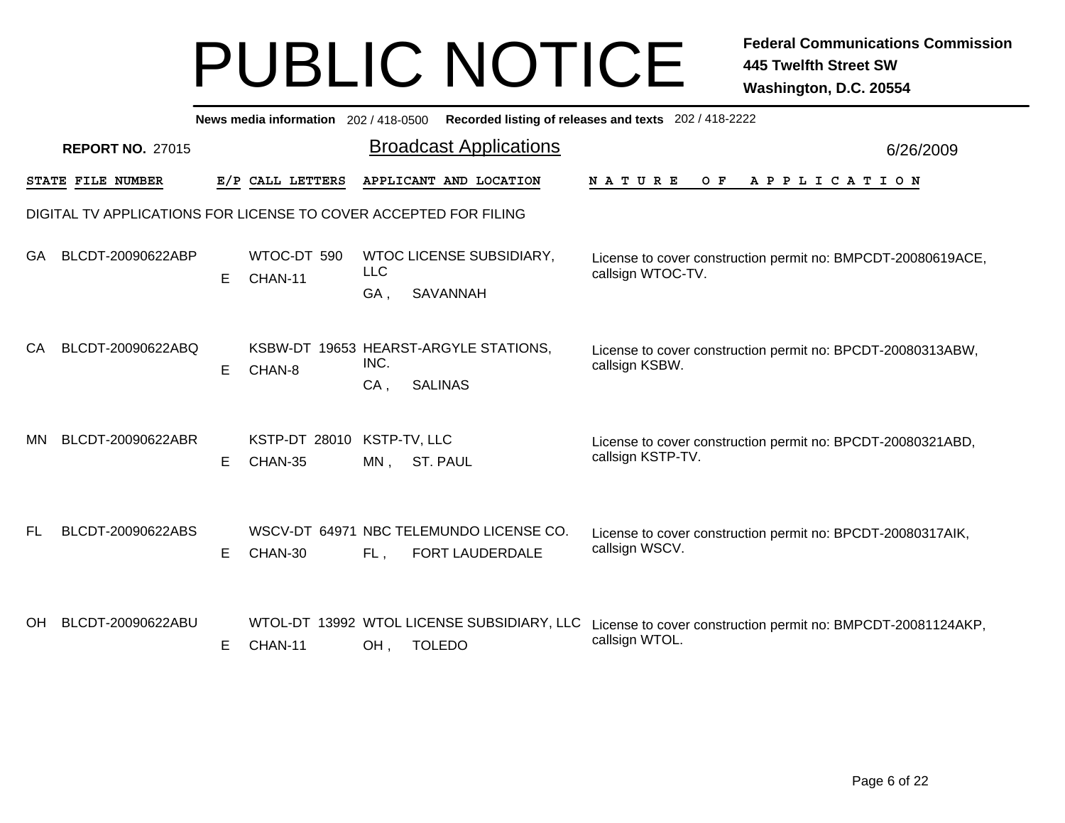# PUBLIC NOTICE

**Federal Communications Commission**
**445 Twelfth Street SW**
**Washington, D.C. 20554**

**News media information** 202 / 418-0500 **Recorded listing of releases and texts** 202 / 418-2222

**REPORT NO.** 27015

## Broadcast Applications

6/26/2009

DIGITAL TV APPLICATIONS FOR LICENSE TO COVER ACCEPTED FOR FILING

| STATE | FILE NUMBER | E/P | CALL LETTERS | APPLICANT AND LOCATION | NATURE OF APPLICATION |
|---|---|---|---|---|---|
| GA | BLCDT-20090622ABP | E | WTOC-DT 590 CHAN-11 | WTOC LICENSE SUBSIDIARY, LLC GA , SAVANNAH | License to cover construction permit no: BMPCDT-20080619ACE, callsign WTOC-TV. |
| CA | BLCDT-20090622ABQ | E | KSBW-DT 19653 CHAN-8 | HEARST-ARGYLE STATIONS, INC. CA , SALINAS | License to cover construction permit no: BPCDT-20080313ABW, callsign KSBW. |
| MN | BLCDT-20090622ABR | E | KSTP-DT 28010 CHAN-35 | KSTP-TV, LLC MN , ST. PAUL | License to cover construction permit no: BPCDT-20080321ABD, callsign KSTP-TV. |
| FL | BLCDT-20090622ABS | E | WSCV-DT 64971 CHAN-30 | NBC TELEMUNDO LICENSE CO. FL , FORT LAUDERDALE | License to cover construction permit no: BPCDT-20080317AIK, callsign WSCV. |
| OH | BLCDT-20090622ABU | E | WTOL-DT 13992 CHAN-11 | WTOL LICENSE SUBSIDIARY, LLC OH , TOLEDO | License to cover construction permit no: BMPCDT-20081124AKP, callsign WTOL. |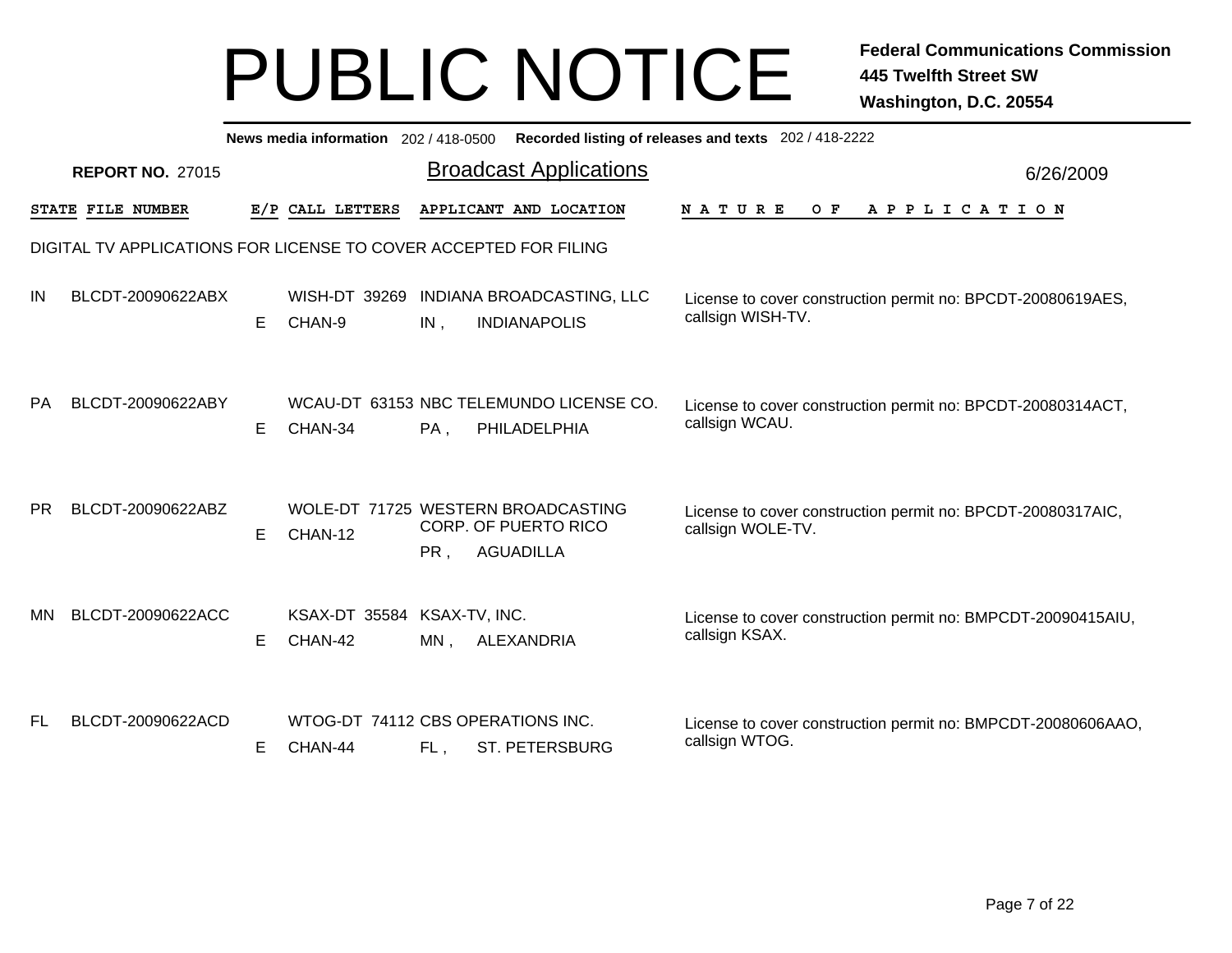# PUBLIC NOTICE

**Federal Communications Commission**
**445 Twelfth Street SW**
**Washington, D.C. 20554**

**News media information** 202 / 418-0500 **Recorded listing of releases and texts** 202 / 418-2222

**REPORT NO.** 27015

## Broadcast Applications

6/26/2009

DIGITAL TV APPLICATIONS FOR LICENSE TO COVER ACCEPTED FOR FILING

| STATE | FILE NUMBER | E/P | CALL LETTERS | APPLICANT AND LOCATION | NATURE OF APPLICATION |
|---|---|---|---|---|---|
| IN | BLCDT-20090622ABX | E | WISH-DT 39269 CHAN-9 | INDIANA BROADCASTING, LLC IN , INDIANAPOLIS | License to cover construction permit no: BPCDT-20080619AES, callsign WISH-TV. |
| PA | BLCDT-20090622ABY | E | WCAU-DT 63153 CHAN-34 | NBC TELEMUNDO LICENSE CO. PA , PHILADELPHIA | License to cover construction permit no: BPCDT-20080314ACT, callsign WCAU. |
| PR | BLCDT-20090622ABZ | E | WOLE-DT 71725 CHAN-12 | WESTERN BROADCASTING CORP. OF PUERTO RICO PR , AGUADILLA | License to cover construction permit no: BPCDT-20080317AIC, callsign WOLE-TV. |
| MN | BLCDT-20090622ACC | E | KSAX-DT 35584 CHAN-42 | KSAX-TV, INC. MN , ALEXANDRIA | License to cover construction permit no: BMPCDT-20090415AIU, callsign KSAX. |
| FL | BLCDT-20090622ACD | E | WTOG-DT 74112 CHAN-44 | CBS OPERATIONS INC. FL , ST. PETERSBURG | License to cover construction permit no: BMPCDT-20080606AAO, callsign WTOG. |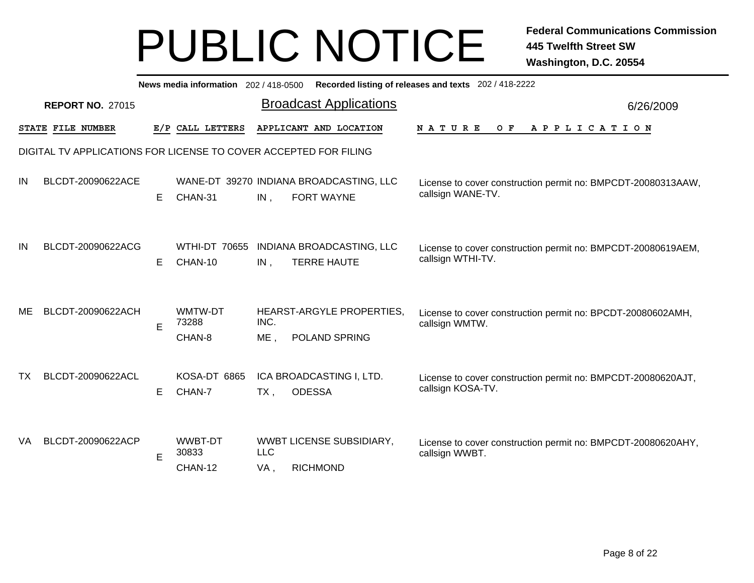# PUBLIC NOTICE

**Federal Communications Commission**
**445 Twelfth Street SW**
**Washington, D.C. 20554**

**News media information** 202 / 418-0500 **Recorded listing of releases and texts** 202 / 418-2222

**REPORT NO.** 27015

## Broadcast Applications

6/26/2009

| STATE | FILE NUMBER | E/P | CALL LETTERS | APPLICANT AND LOCATION | NATURE OF APPLICATION |
|---|---|---|---|---|---|
| | | | | **DIGITAL TV APPLICATIONS FOR LICENSE TO COVER ACCEPTED FOR FILING** | |
| IN | BLCDT-20090622ACE | E | WANE-DT 39270 CHAN-31 | INDIANA BROADCASTING, LLC IN , FORT WAYNE | License to cover construction permit no: BMPCDT-20080313AAW, callsign WANE-TV. |
| IN | BLCDT-20090622ACG | E | WTHI-DT 70655 CHAN-10 | INDIANA BROADCASTING, LLC IN , TERRE HAUTE | License to cover construction permit no: BMPCDT-20080619AEM, callsign WTHI-TV. |
| ME | BLCDT-20090622ACH | E | WMTW-DT 73288 CHAN-8 | HEARST-ARGYLE PROPERTIES, INC. ME , POLAND SPRING | License to cover construction permit no: BPCDT-20080602AMH, callsign WMTW. |
| TX | BLCDT-20090622ACL | E | KOSA-DT 6865 CHAN-7 | ICA BROADCASTING I, LTD. TX , ODESSA | License to cover construction permit no: BMPCDT-20080620AJT, callsign KOSA-TV. |
| VA | BLCDT-20090622ACP | E | WWBT-DT 30833 CHAN-12 | WWBT LICENSE SUBSIDIARY, LLC VA , RICHMOND | License to cover construction permit no: BMPCDT-20080620AHY, callsign WWBT. |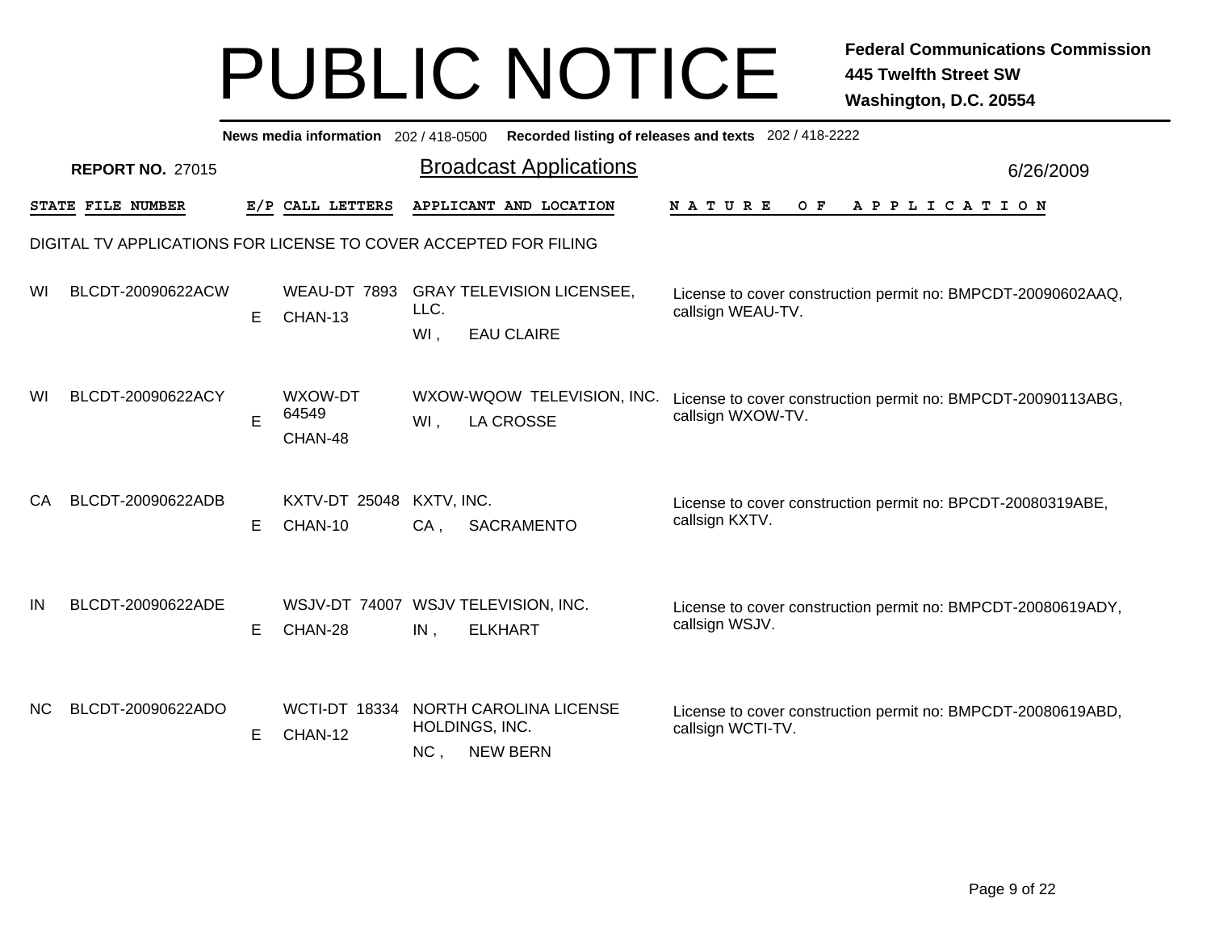# PUBLIC NOTICE

**Federal Communications Commission**
**445 Twelfth Street SW**
**Washington, D.C. 20554**

**News media information** 202 / 418-0500 **Recorded listing of releases and texts** 202 / 418-2222

**REPORT NO.** 27015

## Broadcast Applications

6/26/2009

DIGITAL TV APPLICATIONS FOR LICENSE TO COVER ACCEPTED FOR FILING

| STATE | FILE NUMBER | E/P | CALL LETTERS | APPLICANT AND LOCATION | NATURE OF APPLICATION |
|---|---|---|---|---|---|
| WI | BLCDT-20090622ACW | E | WEAU-DT 7893 CHAN-13 | GRAY TELEVISION LICENSEE, LLC. WI , EAU CLAIRE | License to cover construction permit no: BMPCDT-20090602AAQ, callsign WEAU-TV. |
| WI | BLCDT-20090622ACY | E | WXOW-DT 64549 CHAN-48 | WXOW-WQOW TELEVISION, INC. WI , LA CROSSE | License to cover construction permit no: BMPCDT-20090113ABG, callsign WXOW-TV. |
| CA | BLCDT-20090622ADB | E | KXTV-DT 25048 CHAN-10 | KXTV, INC. CA , SACRAMENTO | License to cover construction permit no: BPCDT-20080319ABE, callsign KXTV. |
| IN | BLCDT-20090622ADE | E | WSJV-DT 74007 CHAN-28 | WSJV TELEVISION, INC. IN , ELKHART | License to cover construction permit no: BMPCDT-20080619ADY, callsign WSJV. |
| NC | BLCDT-20090622ADO | E | WCTI-DT 18334 CHAN-12 | NORTH CAROLINA LICENSE HOLDINGS, INC. NC , NEW BERN | License to cover construction permit no: BMPCDT-20080619ABD, callsign WCTI-TV. |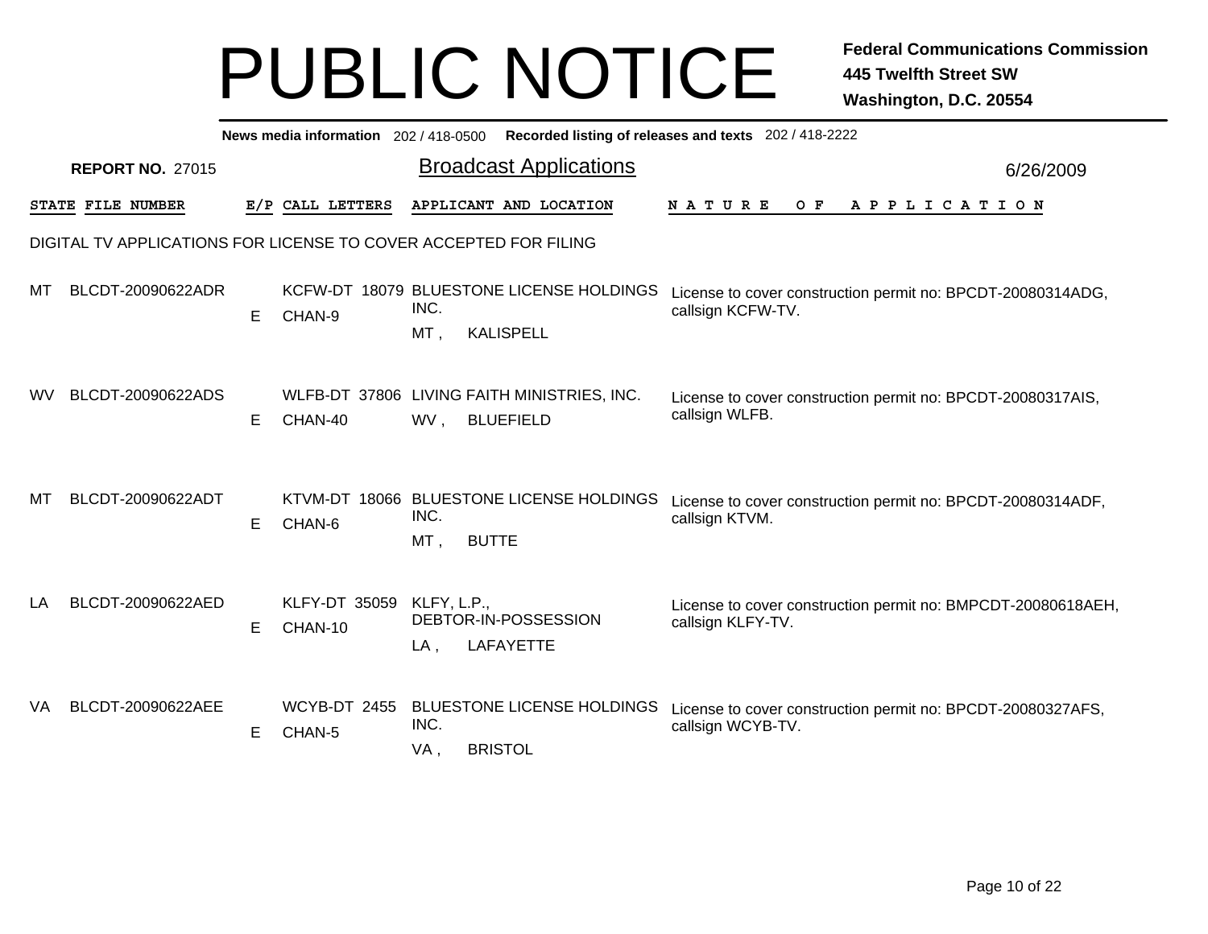# PUBLIC NOTICE

**Federal Communications Commission**
**445 Twelfth Street SW**
**Washington, D.C. 20554**

**News media information** 202 / 418-0500 **Recorded listing of releases and texts** 202 / 418-2222

**REPORT NO.** 27015

## Broadcast Applications

6/26/2009

| STATE | FILE NUMBER | E/P | CALL LETTERS | APPLICANT AND LOCATION | NATURE OF APPLICATION |
|---|---|---|---|---|---|
| **DIGITAL TV APPLICATIONS FOR LICENSE TO COVER ACCEPTED FOR FILING** | | | | | |
| MT | BLCDT-20090622ADR | E | KCFW-DT 18079 CHAN-9 | BLUESTONE LICENSE HOLDINGS INC. MT , KALISPELL | License to cover construction permit no: BPCDT-20080314ADG, callsign KCFW-TV. |
| WV | BLCDT-20090622ADS | E | WLFB-DT 37806 CHAN-40 | LIVING FAITH MINISTRIES, INC. WV , BLUEFIELD | License to cover construction permit no: BPCDT-20080317AIS, callsign WLFB. |
| MT | BLCDT-20090622ADT | E | KTVM-DT 18066 CHAN-6 | BLUESTONE LICENSE HOLDINGS INC. MT , BUTTE | License to cover construction permit no: BPCDT-20080314ADF, callsign KTVM. |
| LA | BLCDT-20090622AED | E | KLFY-DT 35059 CHAN-10 | KLFY, L.P., DEBTOR-IN-POSSESSION LA , LAFAYETTE | License to cover construction permit no: BMPCDT-20080618AEH, callsign KLFY-TV. |
| VA | BLCDT-20090622AEE | E | WCYB-DT 2455 CHAN-5 | BLUESTONE LICENSE HOLDINGS INC. VA , BRISTOL | License to cover construction permit no: BPCDT-20080327AFS, callsign WCYB-TV. |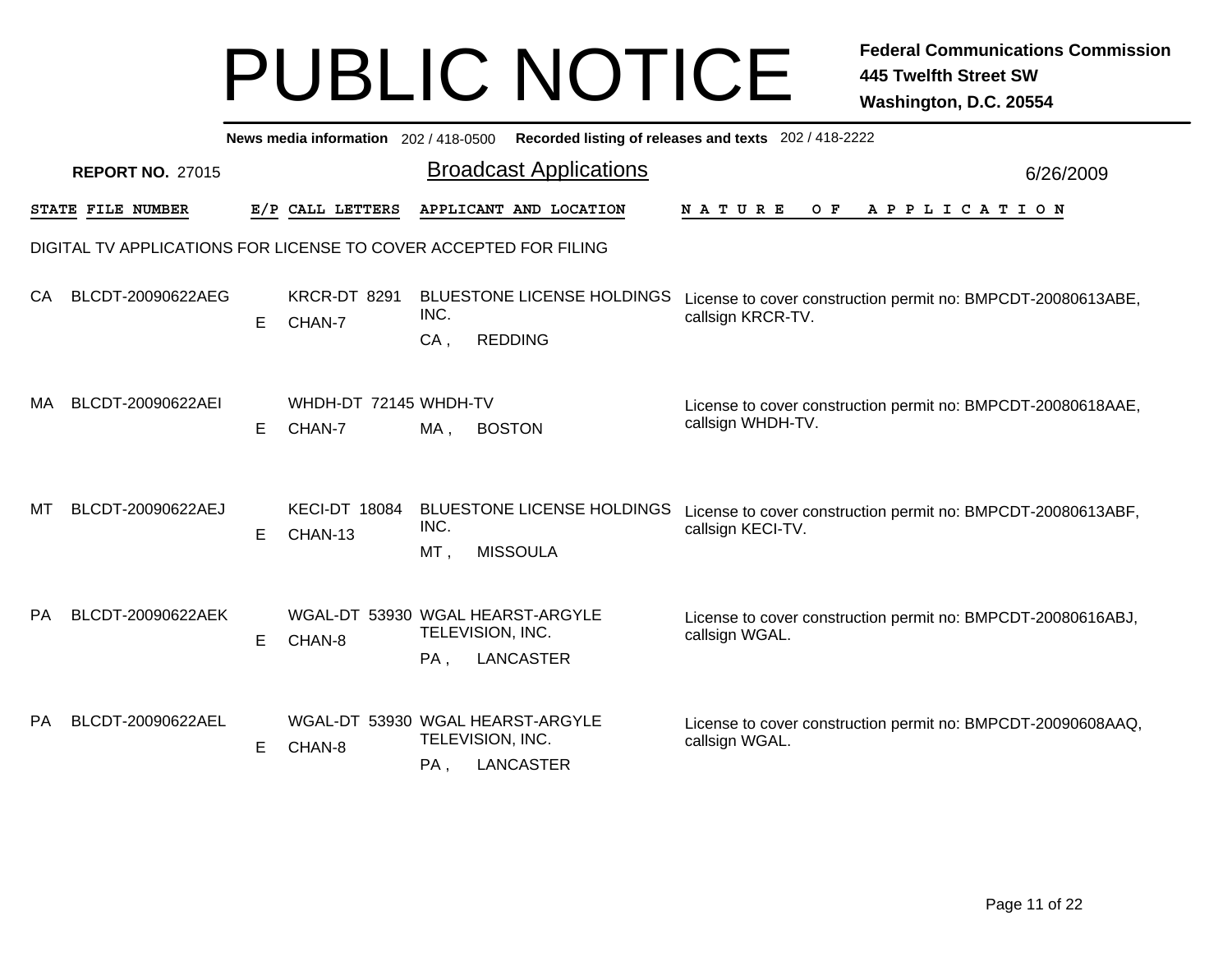# PUBLIC NOTICE

**Federal Communications Commission**
**445 Twelfth Street SW**
**Washington, D.C. 20554**

**News media information** 202 / 418-0500 **Recorded listing of releases and texts** 202 / 418-2222

**REPORT NO.** 27015

## Broadcast Applications

6/26/2009

DIGITAL TV APPLICATIONS FOR LICENSE TO COVER ACCEPTED FOR FILING

| STATE | FILE NUMBER | E/P | CALL LETTERS | APPLICANT AND LOCATION | NATURE OF APPLICATION |
|---|---|---|---|---|---|
| CA | BLCDT-20090622AEG | E | KRCR-DT 8291 CHAN-7 | BLUESTONE LICENSE HOLDINGS INC. CA , REDDING | License to cover construction permit no: BMPCDT-20080613ABE, callsign KRCR-TV. |
| MA | BLCDT-20090622AEI | E | WHDH-DT 72145 CHAN-7 | WHDH-TV MA , BOSTON | License to cover construction permit no: BMPCDT-20080618AAE, callsign WHDH-TV. |
| MT | BLCDT-20090622AEJ | E | KECI-DT 18084 CHAN-13 | BLUESTONE LICENSE HOLDINGS INC. MT , MISSOULA | License to cover construction permit no: BMPCDT-20080613ABF, callsign KECI-TV. |
| PA | BLCDT-20090622AEK | E | WGAL-DT 53930 CHAN-8 | WGAL HEARST-ARGYLE TELEVISION, INC. PA , LANCASTER | License to cover construction permit no: BMPCDT-20080616ABJ, callsign WGAL. |
| PA | BLCDT-20090622AEL | E | WGAL-DT 53930 CHAN-8 | WGAL HEARST-ARGYLE TELEVISION, INC. PA , LANCASTER | License to cover construction permit no: BMPCDT-20090608AAQ, callsign WGAL. |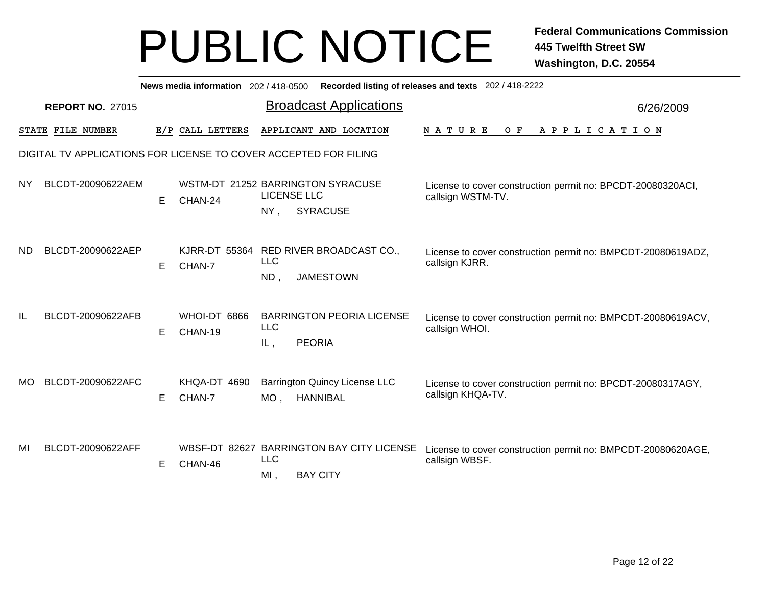# PUBLIC NOTICE

**Federal Communications Commission**
**445 Twelfth Street SW**
**Washington, D.C. 20554**

**News media information** 202 / 418-0500 **Recorded listing of releases and texts** 202 / 418-2222

**REPORT NO.** 27015

## Broadcast Applications

6/26/2009

DIGITAL TV APPLICATIONS FOR LICENSE TO COVER ACCEPTED FOR FILING

| STATE | FILE NUMBER | E/P | CALL LETTERS | APPLICANT AND LOCATION | NATURE OF APPLICATION |
|---|---|---|---|---|---|
| NY | BLCDT-20090622AEM | E | WSTM-DT 21252 CHAN-24 | BARRINGTON SYRACUSE LICENSE LLC NY , SYRACUSE | License to cover construction permit no: BPCDT-20080320ACI, callsign WSTM-TV. |
| ND | BLCDT-20090622AEP | E | KJRR-DT 55364 CHAN-7 | RED RIVER BROADCAST CO., LLC ND , JAMESTOWN | License to cover construction permit no: BMPCDT-20080619ADZ, callsign KJRR. |
| IL | BLCDT-20090622AFB | E | WHOI-DT 6866 CHAN-19 | BARRINGTON PEORIA LICENSE LLC IL , PEORIA | License to cover construction permit no: BMPCDT-20080619ACV, callsign WHOI. |
| MO | BLCDT-20090622AFC | E | KHQA-DT 4690 CHAN-7 | Barrington Quincy License LLC MO , HANNIBAL | License to cover construction permit no: BPCDT-20080317AGY, callsign KHQA-TV. |
| MI | BLCDT-20090622AFF | E | WBSF-DT 82627 CHAN-46 | BARRINGTON BAY CITY LICENSE LLC MI , BAY CITY | License to cover construction permit no: BMPCDT-20080620AGE, callsign WBSF. |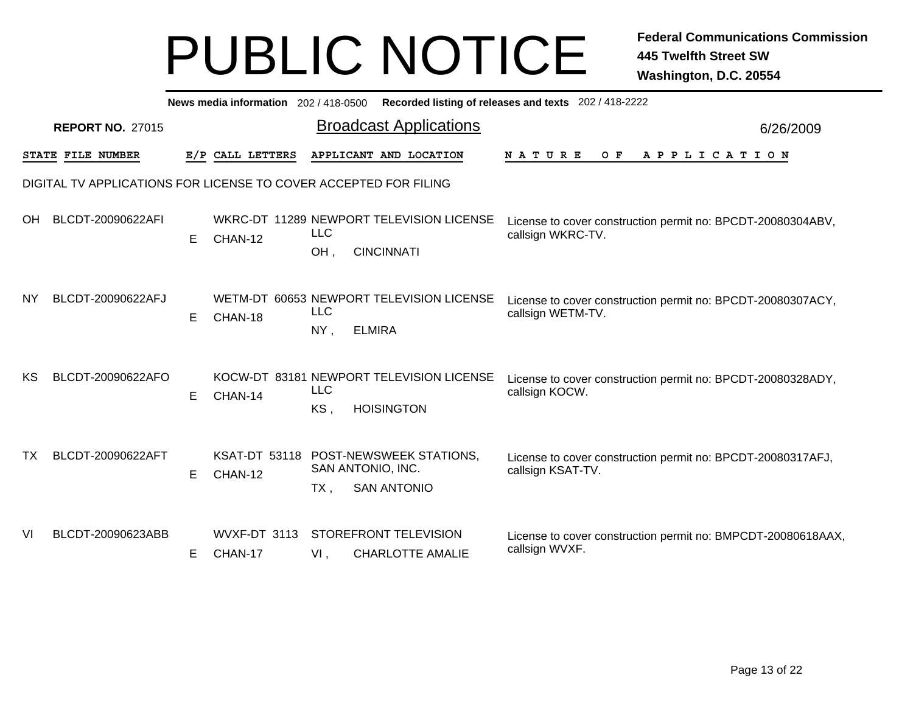# PUBLIC NOTICE

**Federal Communications Commission**
**445 Twelfth Street SW**
**Washington, D.C. 20554**

**News media information** 202 / 418-0500 **Recorded listing of releases and texts** 202 / 418-2222

**REPORT NO.** 27015

## Broadcast Applications

6/26/2009

DIGITAL TV APPLICATIONS FOR LICENSE TO COVER ACCEPTED FOR FILING

| STATE | FILE NUMBER | E/P | CALL LETTERS | APPLICANT AND LOCATION | NATURE OF APPLICATION |
|---|---|---|---|---|---|
| OH | BLCDT-20090622AFI | E | WKRC-DT 11289 CHAN-12 | NEWPORT TELEVISION LICENSE LLC OH , CINCINNATI | License to cover construction permit no: BPCDT-20080304ABV, callsign WKRC-TV. |
| NY | BLCDT-20090622AFJ | E | WETM-DT 60653 CHAN-18 | NEWPORT TELEVISION LICENSE LLC NY , ELMIRA | License to cover construction permit no: BPCDT-20080307ACY, callsign WETM-TV. |
| KS | BLCDT-20090622AFO | E | KOCW-DT 83181 CHAN-14 | NEWPORT TELEVISION LICENSE LLC KS , HOISINGTON | License to cover construction permit no: BPCDT-20080328ADY, callsign KOCW. |
| TX | BLCDT-20090622AFT | E | KSAT-DT 53118 CHAN-12 | POST-NEWSWEEK STATIONS, SAN ANTONIO, INC. TX , SAN ANTONIO | License to cover construction permit no: BPCDT-20080317AFJ, callsign KSAT-TV. |
| VI | BLCDT-20090623ABB | E | WVXF-DT 3113 CHAN-17 | STOREFRONT TELEVISION VI , CHARLOTTE AMALIE | License to cover construction permit no: BMPCDT-20080618AAX, callsign WVXF. |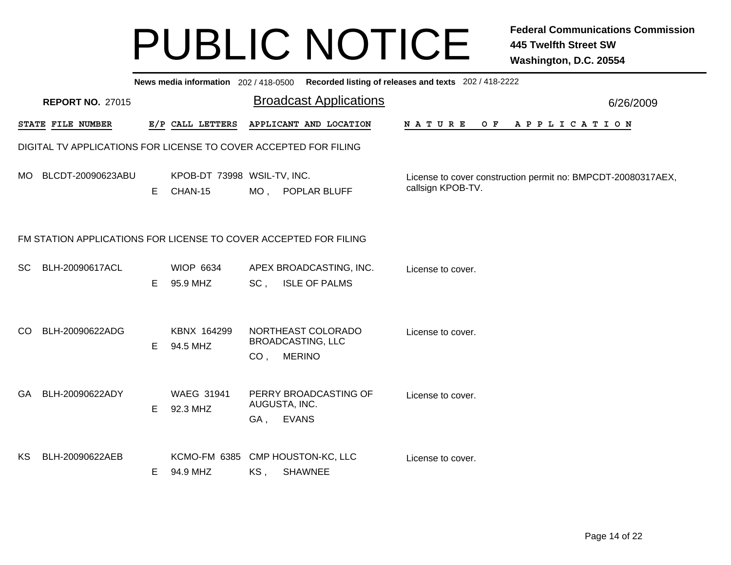# PUBLIC NOTICE

**Federal Communications Commission**
**445 Twelfth Street SW**
**Washington, D.C. 20554**

**News media information** 202 / 418-0500 **Recorded listing of releases and texts** 202 / 418-2222

**REPORT NO.** 27015

## Broadcast Applications

6/26/2009

| STATE | FILE NUMBER | E/P | CALL LETTERS | APPLICANT AND LOCATION | NATURE OF APPLICATION |
|---|---|---|---|---|---|

### DIGITAL TV APPLICATIONS FOR LICENSE TO COVER ACCEPTED FOR FILING

| STATE | FILE NUMBER | E/P | CALL LETTERS | APPLICANT AND LOCATION | NATURE OF APPLICATION |
|---|---|---|---|---|---|
| MO | BLCDT-20090623ABU | E | KPOB-DT 73998<br>CHAN-15 | WSIL-TV, INC.<br>MO , POPLAR BLUFF | License to cover construction permit no: BMPCDT-20080317AEX, callsign KPOB-TV. |

### FM STATION APPLICATIONS FOR LICENSE TO COVER ACCEPTED FOR FILING

| STATE | FILE NUMBER | E/P | CALL LETTERS | APPLICANT AND LOCATION | NATURE OF APPLICATION |
|---|---|---|---|---|---|
| SC | BLH-20090617ACL | E | WIOP 6634<br>95.9 MHZ | APEX BROADCASTING, INC.<br>SC , ISLE OF PALMS | License to cover. |
| CO | BLH-20090622ADG | E | KBNX 164299<br>94.5 MHZ | NORTHEAST COLORADO BROADCASTING, LLC<br>CO , MERINO | License to cover. |
| GA | BLH-20090622ADY | E | WAEG 31941<br>92.3 MHZ | PERRY BROADCASTING OF AUGUSTA, INC.<br>GA , EVANS | License to cover. |
| KS | BLH-20090622AEB | E | KCMO-FM 6385<br>94.9 MHZ | CMP HOUSTON-KC, LLC<br>KS , SHAWNEE | License to cover. |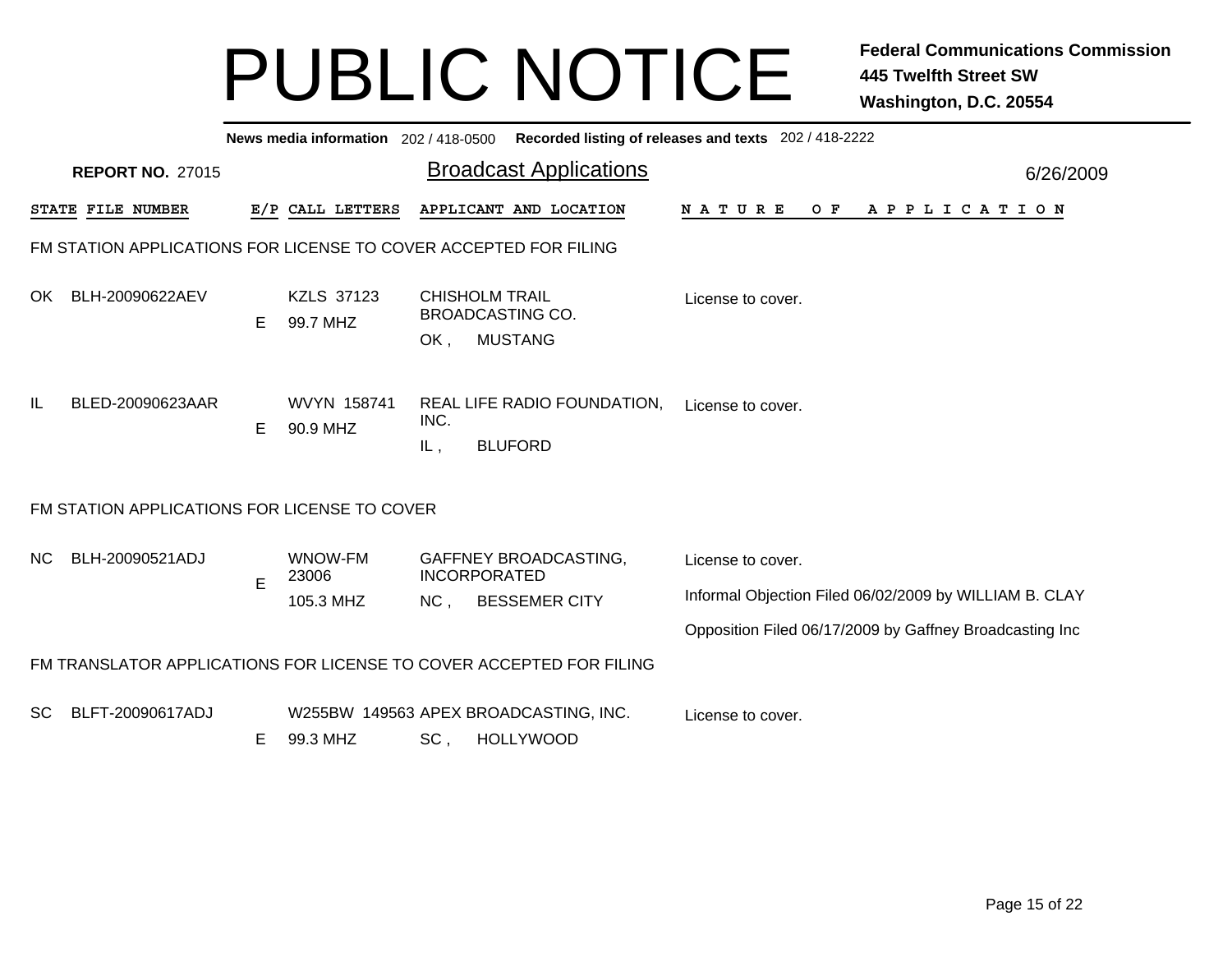# PUBLIC NOTICE

**Federal Communications Commission**
**445 Twelfth Street SW**
**Washington, D.C. 20554**

**News media information** 202 / 418-0500 **Recorded listing of releases and texts** 202 / 418-2222

**REPORT NO.** 27015

## Broadcast Applications

6/26/2009

| STATE | FILE NUMBER | E/P | CALL LETTERS | APPLICANT AND LOCATION | NATURE OF APPLICATION |
|---|---|---|---|---|---|

### FM STATION APPLICATIONS FOR LICENSE TO COVER ACCEPTED FOR FILING

| STATE | FILE NUMBER | E/P | CALL LETTERS | APPLICANT AND LOCATION | NATURE OF APPLICATION |
|---|---|---|---|---|---|
| OK | BLH-20090622AEV | E | KZLS 37123<br>99.7 MHZ | CHISHOLM TRAIL BROADCASTING CO.<br>OK , MUSTANG | License to cover. |
| IL | BLED-20090623AAR | E | WVYN 158741<br>90.9 MHZ | REAL LIFE RADIO FOUNDATION, INC.<br>IL , BLUFORD | License to cover. |

### FM STATION APPLICATIONS FOR LICENSE TO COVER

| STATE | FILE NUMBER | E/P | CALL LETTERS | APPLICANT AND LOCATION | NATURE OF APPLICATION |
|---|---|---|---|---|---|
| NC | BLH-20090521ADJ | E | WNOW-FM 23006<br>105.3 MHZ | GAFFNEY BROADCASTING, INCORPORATED<br>NC , BESSEMER CITY | License to cover.<br>Informal Objection Filed 06/02/2009 by WILLIAM B. CLAY<br>Opposition Filed 06/17/2009 by Gaffney Broadcasting Inc |

### FM TRANSLATOR APPLICATIONS FOR LICENSE TO COVER ACCEPTED FOR FILING

| STATE | FILE NUMBER | E/P | CALL LETTERS | APPLICANT AND LOCATION | NATURE OF APPLICATION |
|---|---|---|---|---|---|
| SC | BLFT-20090617ADJ | E | W255BW 149563<br>99.3 MHZ | APEX BROADCASTING, INC.<br>SC , HOLLYWOOD | License to cover. |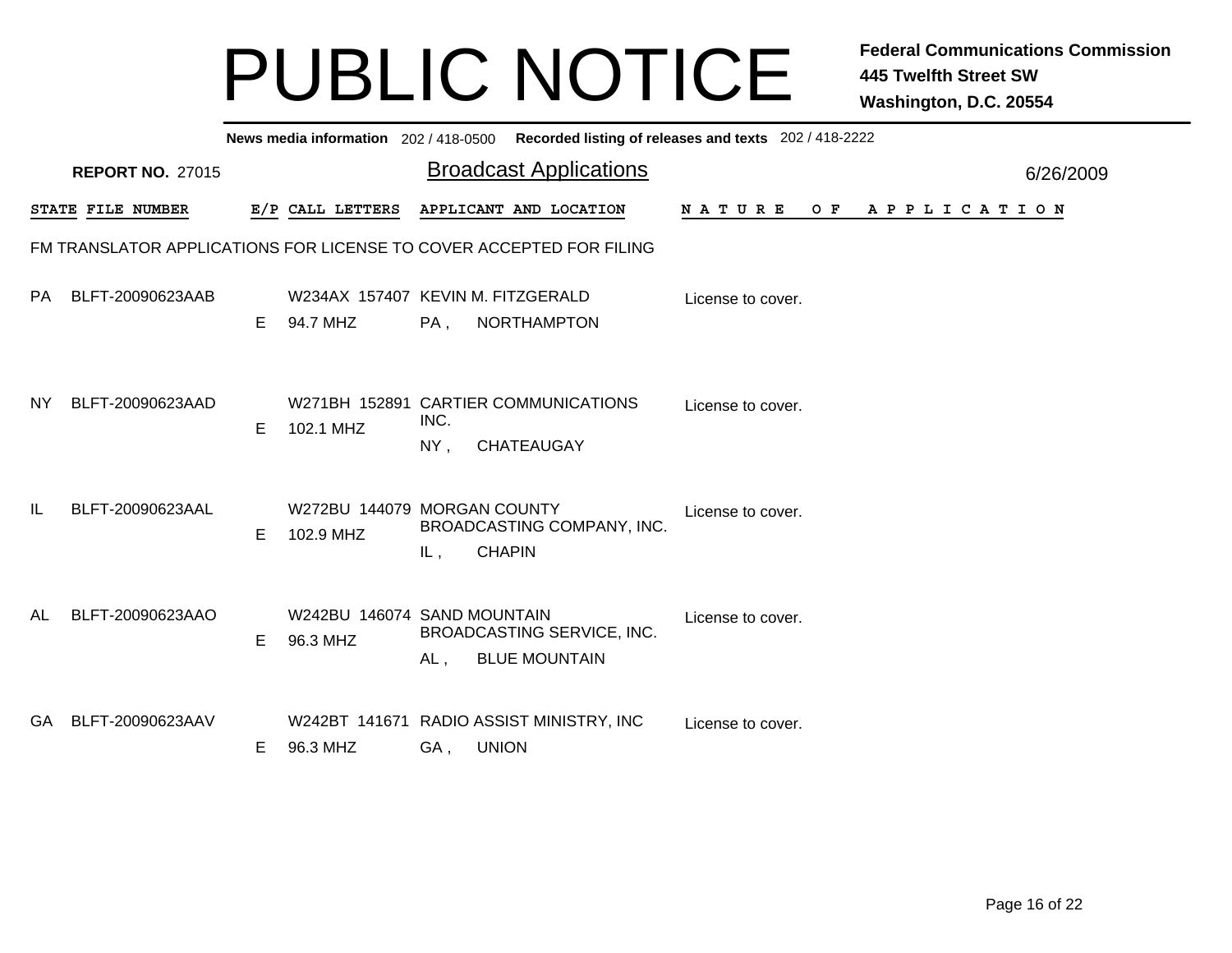# PUBLIC NOTICE

**Federal Communications Commission**
**445 Twelfth Street SW**
**Washington, D.C. 20554**

**News media information** 202 / 418-0500 **Recorded listing of releases and texts** 202 / 418-2222

**REPORT NO.** 27015

## Broadcast Applications

6/26/2009

FM TRANSLATOR APPLICATIONS FOR LICENSE TO COVER ACCEPTED FOR FILING

| STATE | FILE NUMBER | E/P | CALL LETTERS | APPLICANT AND LOCATION | NATURE OF APPLICATION |
|---|---|---|---|---|---|
| PA | BLFT-20090623AAB | E | W234AX 157407<br>94.7 MHZ | KEVIN M. FITZGERALD<br>PA , NORTHAMPTON | License to cover. |
| NY | BLFT-20090623AAD | E | W271BH 152891<br>102.1 MHZ | CARTIER COMMUNICATIONS INC.<br>NY , CHATEAUGAY | License to cover. |
| IL | BLFT-20090623AAL | E | W272BU 144079<br>102.9 MHZ | MORGAN COUNTY BROADCASTING COMPANY, INC.<br>IL , CHAPIN | License to cover. |
| AL | BLFT-20090623AAO | E | W242BU 146074<br>96.3 MHZ | SAND MOUNTAIN BROADCASTING SERVICE, INC.<br>AL , BLUE MOUNTAIN | License to cover. |
| GA | BLFT-20090623AAV | E | W242BT 141671<br>96.3 MHZ | RADIO ASSIST MINISTRY, INC<br>GA , UNION | License to cover. |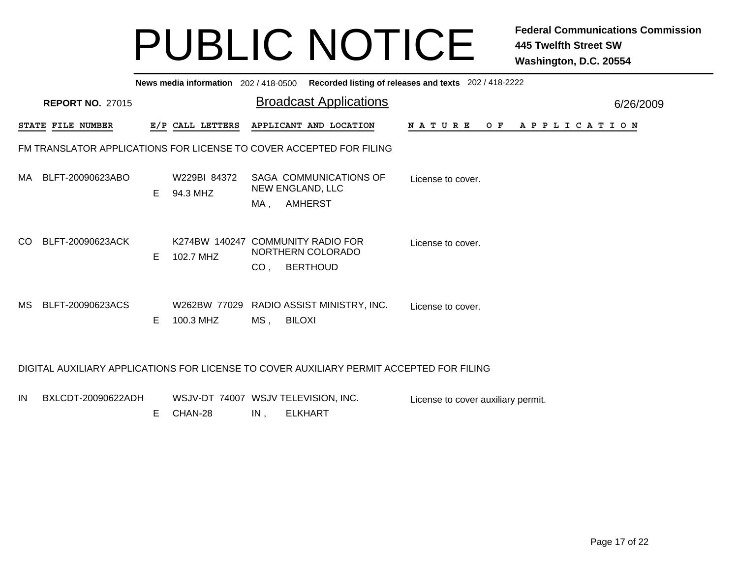# PUBLIC NOTICE

**Federal Communications Commission**
**445 Twelfth Street SW**
**Washington, D.C. 20554**

**News media information** 202 / 418-0500 **Recorded listing of releases and texts** 202 / 418-2222

**REPORT NO.** 27015

## Broadcast Applications

6/26/2009

| STATE | FILE NUMBER | E/P | CALL LETTERS | APPLICANT AND LOCATION | NATURE OF APPLICATION |
|---|---|---|---|---|---|

FM TRANSLATOR APPLICATIONS FOR LICENSE TO COVER ACCEPTED FOR FILING

| STATE | FILE NUMBER | E/P | CALL LETTERS | APPLICANT AND LOCATION | NATURE OF APPLICATION |
|---|---|---|---|---|---|
| MA | BLFT-20090623ABO | E | W229BI 84372<br>94.3 MHZ | SAGA COMMUNICATIONS OF NEW ENGLAND, LLC<br>MA , AMHERST | License to cover. |
| CO | BLFT-20090623ACK | E | K274BW 140247<br>102.7 MHZ | COMMUNITY RADIO FOR NORTHERN COLORADO<br>CO , BERTHOUD | License to cover. |
| MS | BLFT-20090623ACS | E | W262BW 77029<br>100.3 MHZ | RADIO ASSIST MINISTRY, INC.<br>MS , BILOXI | License to cover. |

DIGITAL AUXILIARY APPLICATIONS FOR LICENSE TO COVER AUXILIARY PERMIT ACCEPTED FOR FILING

| STATE | FILE NUMBER | E/P | CALL LETTERS | APPLICANT AND LOCATION | NATURE OF APPLICATION |
|---|---|---|---|---|---|
| IN | BXLCDT-20090622ADH | E | WSJV-DT 74007<br>CHAN-28 | WSJV TELEVISION, INC.<br>IN , ELKHART | License to cover auxiliary permit. |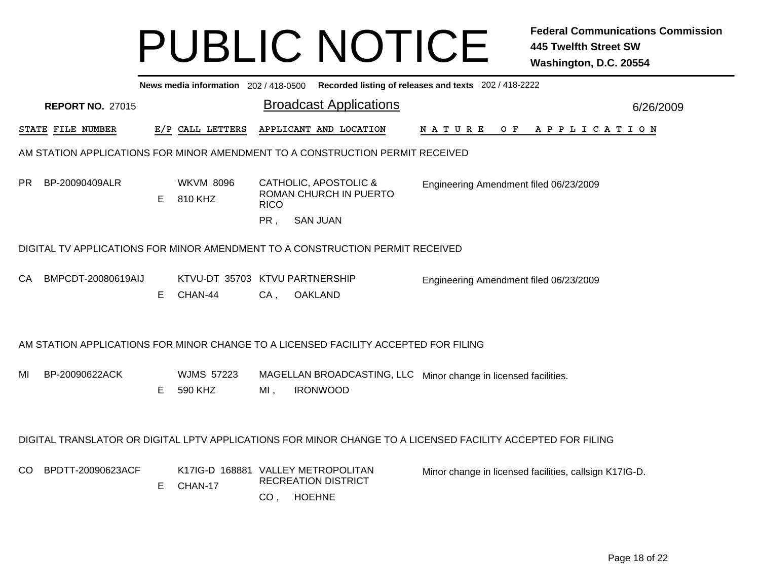# PUBLIC NOTICE

**Federal Communications Commission**
**445 Twelfth Street SW**
**Washington, D.C. 20554**

**News media information** 202 / 418-0500 **Recorded listing of releases and texts** 202 / 418-2222

**REPORT NO.** 27015

## Broadcast Applications

6/26/2009

| STATE | FILE NUMBER | E/P | CALL LETTERS | APPLICANT AND LOCATION | NATURE OF APPLICATION |
|---|---|---|---|---|---|
| **AM STATION APPLICATIONS FOR MINOR AMENDMENT TO A CONSTRUCTION PERMIT RECEIVED** | | | | | |
| PR | BP-20090409ALR | E | WKVM 8096 810 KHZ | CATHOLIC, APOSTOLIC & ROMAN CHURCH IN PUERTO RICO PR , SAN JUAN | Engineering Amendment filed 06/23/2009 |
| **DIGITAL TV APPLICATIONS FOR MINOR AMENDMENT TO A CONSTRUCTION PERMIT RECEIVED** | | | | | |
| CA | BMPCDT-20080619AIJ | E | KTVU-DT 35703 CHAN-44 | KTVU PARTNERSHIP CA , OAKLAND | Engineering Amendment filed 06/23/2009 |
| **AM STATION APPLICATIONS FOR MINOR CHANGE TO A LICENSED FACILITY ACCEPTED FOR FILING** | | | | | |
| MI | BP-20090622ACK | E | WJMS 57223 590 KHZ | MAGELLAN BROADCASTING, LLC MI , IRONWOOD | Minor change in licensed facilities. |
| **DIGITAL TRANSLATOR OR DIGITAL LPTV APPLICATIONS FOR MINOR CHANGE TO A LICENSED FACILITY ACCEPTED FOR FILING** | | | | | |
| CO | BPDTT-20090623ACF | E | K17IG-D 168881 CHAN-17 | VALLEY METROPOLITAN RECREATION DISTRICT CO , HOEHNE | Minor change in licensed facilities, callsign K17IG-D. |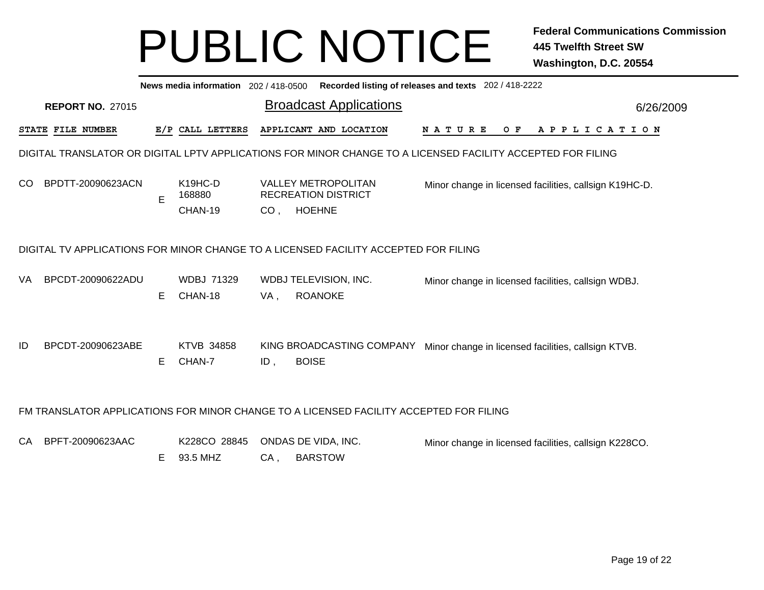# PUBLIC NOTICE

**Federal Communications Commission**
**445 Twelfth Street SW**
**Washington, D.C. 20554**

**News media information** 202 / 418-0500 **Recorded listing of releases and texts** 202 / 418-2222

**REPORT NO.** 27015

## Broadcast Applications

6/26/2009

| STATE | FILE NUMBER | E/P | CALL LETTERS | APPLICANT AND LOCATION | NATURE OF APPLICATION |
|---|---|---|---|---|---|

### DIGITAL TRANSLATOR OR DIGITAL LPTV APPLICATIONS FOR MINOR CHANGE TO A LICENSED FACILITY ACCEPTED FOR FILING

| STATE | FILE NUMBER | E/P | CALL LETTERS | APPLICANT AND LOCATION | NATURE OF APPLICATION |
|---|---|---|---|---|---|
| CO | BPDTT-20090623ACN | E | K19HC-D 168880 CHAN-19 | VALLEY METROPOLITAN RECREATION DISTRICT CO , HOEHNE | Minor change in licensed facilities, callsign K19HC-D. |

### DIGITAL TV APPLICATIONS FOR MINOR CHANGE TO A LICENSED FACILITY ACCEPTED FOR FILING

| STATE | FILE NUMBER | E/P | CALL LETTERS | APPLICANT AND LOCATION | NATURE OF APPLICATION |
|---|---|---|---|---|---|
| VA | BPCDT-20090622ADU | E | WDBJ 71329 CHAN-18 | WDBJ TELEVISION, INC. VA , ROANOKE | Minor change in licensed facilities, callsign WDBJ. |
| ID | BPCDT-20090623ABE | E | KTVB 34858 CHAN-7 | KING BROADCASTING COMPANY ID , BOISE | Minor change in licensed facilities, callsign KTVB. |

### FM TRANSLATOR APPLICATIONS FOR MINOR CHANGE TO A LICENSED FACILITY ACCEPTED FOR FILING

| STATE | FILE NUMBER | E/P | CALL LETTERS | APPLICANT AND LOCATION | NATURE OF APPLICATION |
|---|---|---|---|---|---|
| CA | BPFT-20090623AAC | E | K228CO 28845 93.5 MHZ | ONDAS DE VIDA, INC. CA , BARSTOW | Minor change in licensed facilities, callsign K228CO. |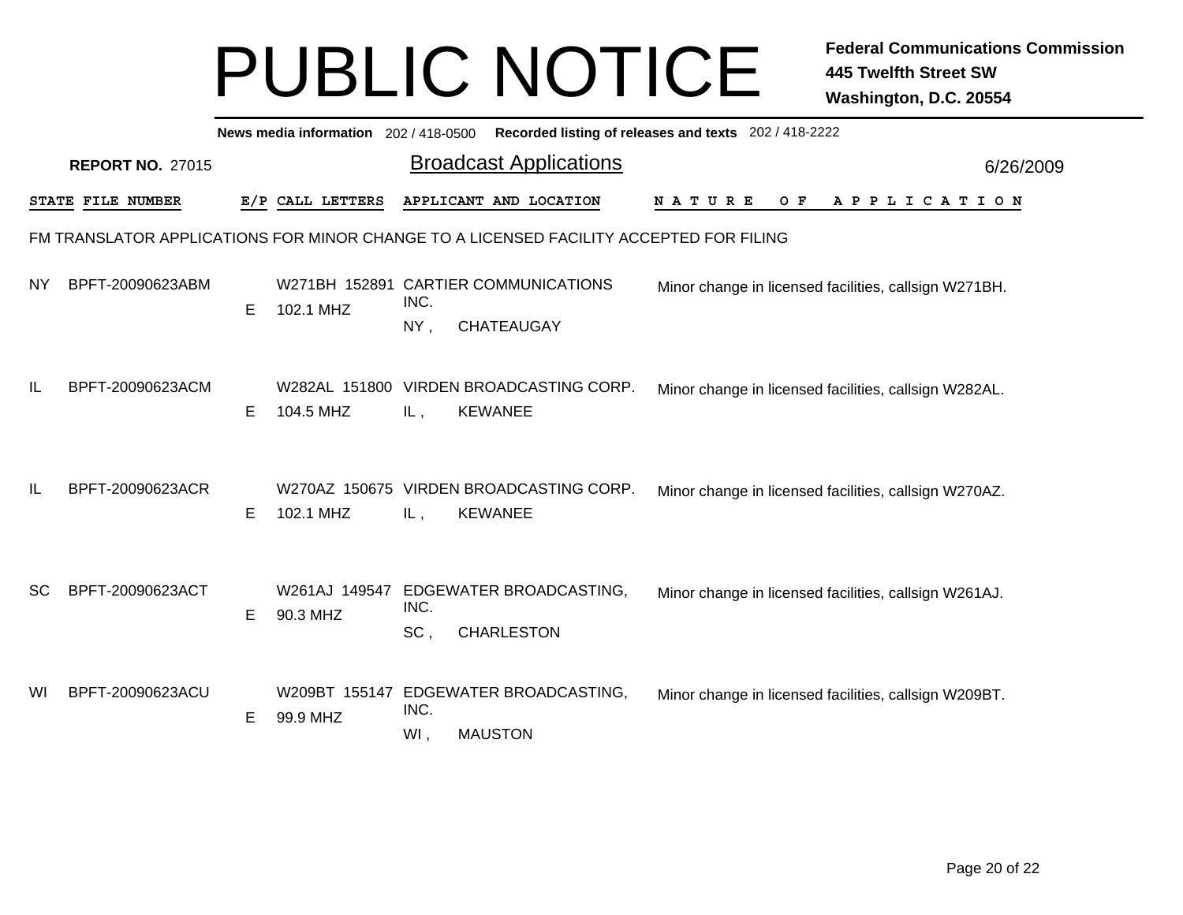# PUBLIC NOTICE

**Federal Communications Commission**
**445 Twelfth Street SW**
**Washington, D.C. 20554**

**News media information** 202 / 418-0500 **Recorded listing of releases and texts** 202 / 418-2222

**REPORT NO.** 27015

## Broadcast Applications

6/26/2009

FM TRANSLATOR APPLICATIONS FOR MINOR CHANGE TO A LICENSED FACILITY ACCEPTED FOR FILING

| STATE | FILE NUMBER | E/P | CALL LETTERS | APPLICANT AND LOCATION | NATURE OF APPLICATION |
|---|---|---|---|---|---|
| NY | BPFT-20090623ABM | E | W271BH 152891 102.1 MHZ | CARTIER COMMUNICATIONS INC. NY , CHATEAUGAY | Minor change in licensed facilities, callsign W271BH. |
| IL | BPFT-20090623ACM | E | W282AL 151800 104.5 MHZ | VIRDEN BROADCASTING CORP. IL , KEWANEE | Minor change in licensed facilities, callsign W282AL. |
| IL | BPFT-20090623ACR | E | W270AZ 150675 102.1 MHZ | VIRDEN BROADCASTING CORP. IL , KEWANEE | Minor change in licensed facilities, callsign W270AZ. |
| SC | BPFT-20090623ACT | E | W261AJ 149547 90.3 MHZ | EDGEWATER BROADCASTING, INC. SC , CHARLESTON | Minor change in licensed facilities, callsign W261AJ. |
| WI | BPFT-20090623ACU | E | W209BT 155147 99.9 MHZ | EDGEWATER BROADCASTING, INC. WI , MAUSTON | Minor change in licensed facilities, callsign W209BT. |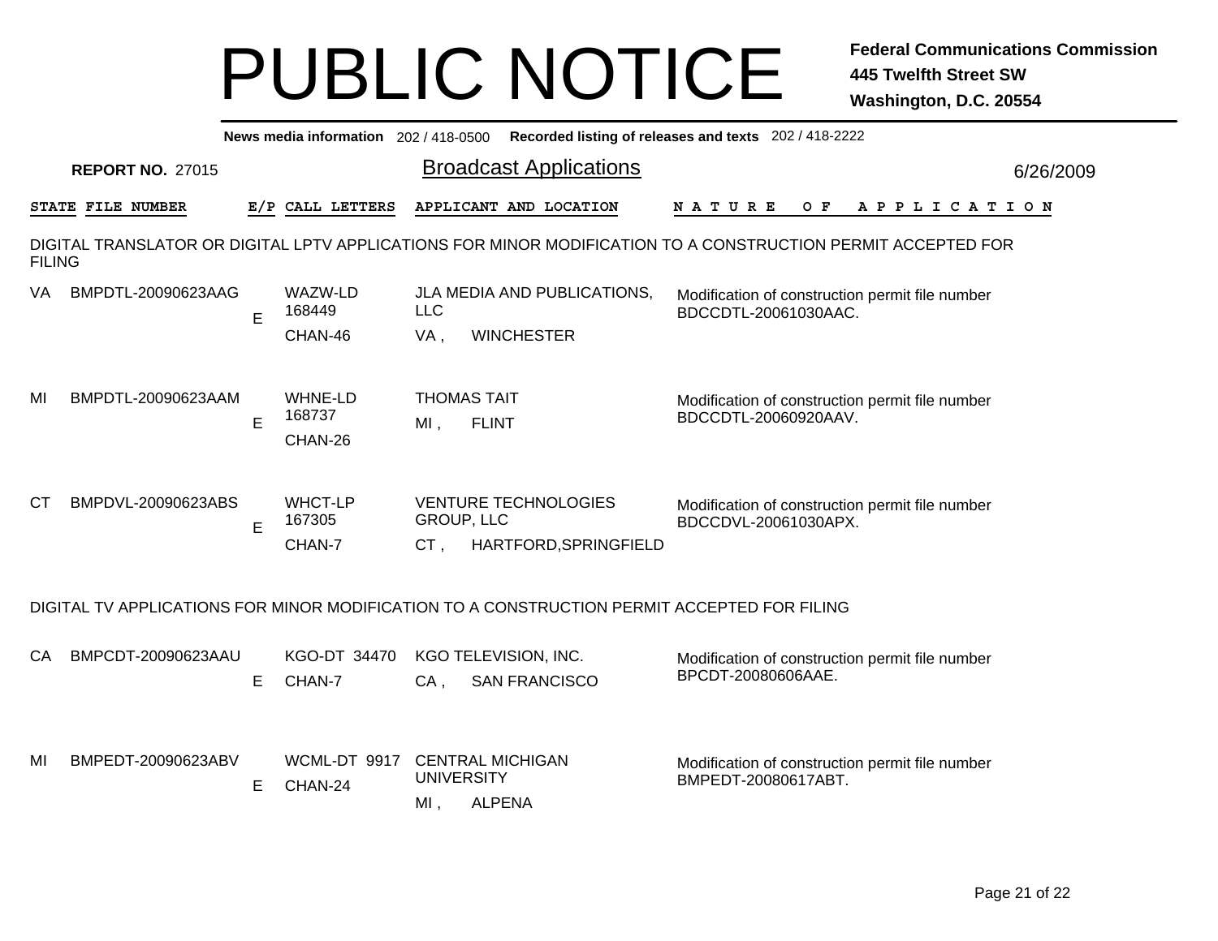# PUBLIC NOTICE

**Federal Communications Commission**
**445 Twelfth Street SW**
**Washington, D.C. 20554**

**News media information** 202 / 418-0500 **Recorded listing of releases and texts** 202 / 418-2222

**REPORT NO.** 27015

## Broadcast Applications

6/26/2009

| STATE | FILE NUMBER | E/P | CALL LETTERS | APPLICANT AND LOCATION | NATURE OF APPLICATION |
|---|---|---|---|---|---|

DIGITAL TRANSLATOR OR DIGITAL LPTV APPLICATIONS FOR MINOR MODIFICATION TO A CONSTRUCTION PERMIT ACCEPTED FOR FILING

| STATE | FILE NUMBER | E/P | CALL LETTERS | APPLICANT AND LOCATION | NATURE OF APPLICATION |
|---|---|---|---|---|---|
| VA | BMPDTL-20090623AAG | E | WAZW-LD 168449 CHAN-46 | JLA MEDIA AND PUBLICATIONS, LLC VA , WINCHESTER | Modification of construction permit file number BDCCDTL-20061030AAC. |
| MI | BMPDTL-20090623AAM | E | WHNE-LD 168737 CHAN-26 | THOMAS TAIT MI , FLINT | Modification of construction permit file number BDCCDTL-20060920AAV. |
| CT | BMPDVL-20090623ABS | E | WHCT-LP 167305 CHAN-7 | VENTURE TECHNOLOGIES GROUP, LLC CT , HARTFORD,SPRINGFIELD | Modification of construction permit file number BDCCDVL-20061030APX. |

DIGITAL TV APPLICATIONS FOR MINOR MODIFICATION TO A CONSTRUCTION PERMIT ACCEPTED FOR FILING

| STATE | FILE NUMBER | E/P | CALL LETTERS | APPLICANT AND LOCATION | NATURE OF APPLICATION |
|---|---|---|---|---|---|
| CA | BMPCDT-20090623AAU | E | KGO-DT 34470 CHAN-7 | KGO TELEVISION, INC. CA , SAN FRANCISCO | Modification of construction permit file number BPCDT-20080606AAE. |
| MI | BMPEDT-20090623ABV | E | WCML-DT 9917 CHAN-24 | CENTRAL MICHIGAN UNIVERSITY MI , ALPENA | Modification of construction permit file number BMPEDT-20080617ABT. |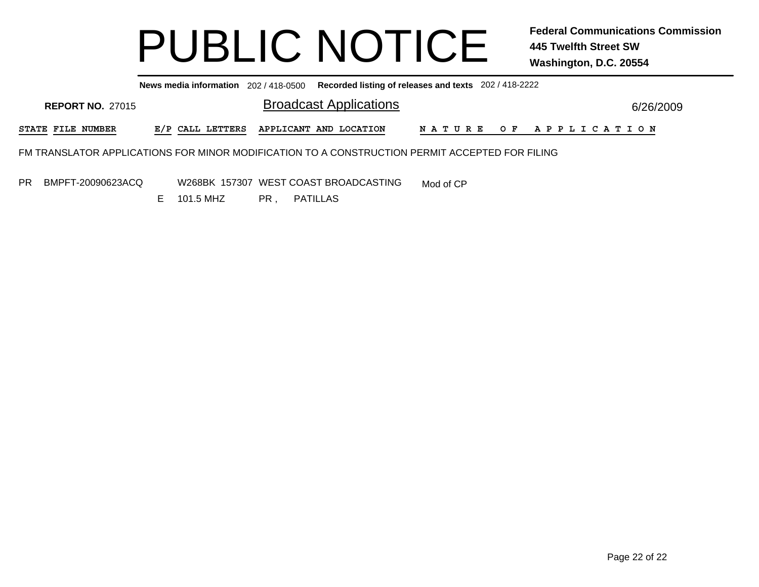# PUBLIC NOTICE

**Federal Communications Commission**
**445 Twelfth Street SW**
**Washington, D.C. 20554**

**News media information** 202 / 418-0500 **Recorded listing of releases and texts** 202 / 418-2222

**REPORT NO.** 27015

## Broadcast Applications

6/26/2009

| STATE | FILE NUMBER | E/P | CALL LETTERS | APPLICANT AND LOCATION | NATURE OF APPLICATION |
|---|---|---|---|---|---|

FM TRANSLATOR APPLICATIONS FOR MINOR MODIFICATION TO A CONSTRUCTION PERMIT ACCEPTED FOR FILING

| STATE | FILE NUMBER | E/P | CALL LETTERS | APPLICANT AND LOCATION | NATURE OF APPLICATION |
|---|---|---|---|---|---|
| PR | BMPFT-20090623ACQ | E | W268BK 157307<br>101.5 MHZ | WEST COAST BROADCASTING<br>PR , PATILLAS | Mod of CP |